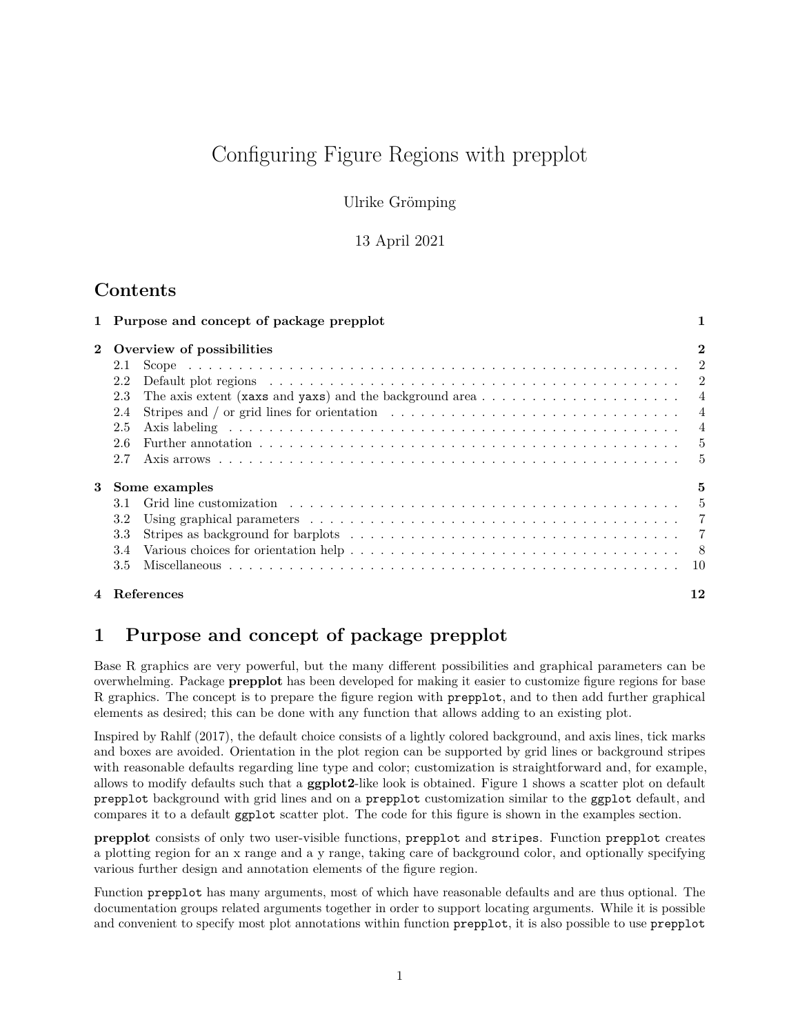# Configuring Figure Regions with prepplot

Ulrike Grömping

13 April 2021

## Contents

**1 Purpose and concept of package prepplot** — 1

**2 Overview of possibilities** — 2
- 2.1 Scope — 2
- 2.2 Default plot regions — 2
- 2.3 The axis extent (`xaxs` and `yaxs`) and the background area — 4
- 2.4 Stripes and / or grid lines for orientation — 4
- 2.5 Axis labeling — 4
- 2.6 Further annotation — 5
- 2.7 Axis arrows — 5

**3 Some examples** — 5
- 3.1 Grid line customization — 5
- 3.2 Using graphical parameters — 7
- 3.3 Stripes as background for barplots — 7
- 3.4 Various choices for orientation help — 8
- 3.5 Miscellaneous — 10

**4 References** — 12

## 1 Purpose and concept of package prepplot

Base R graphics are very powerful, but the many different possibilities and graphical parameters can be overwhelming. Package **prepplot** has been developed for making it easier to customize figure regions for base R graphics. The concept is to prepare the figure region with `prepplot`, and to then add further graphical elements as desired; this can be done with any function that allows adding to an existing plot.

Inspired by Rahlf (2017), the default choice consists of a lightly colored background, and axis lines, tick marks and boxes are avoided. Orientation in the plot region can be supported by grid lines or background stripes with reasonable defaults regarding line type and color; customization is straightforward and, for example, allows to modify defaults such that a **ggplot2**-like look is obtained. Figure 1 shows a scatter plot on default `prepplot` background with grid lines and on a `prepplot` customization similar to the `ggplot` default, and compares it to a default `ggplot` scatter plot. The code for this figure is shown in the examples section.

**prepplot** consists of only two user-visible functions, `prepplot` and `stripes`. Function `prepplot` creates a plotting region for an x range and a y range, taking care of background color, and optionally specifying various further design and annotation elements of the figure region.

Function `prepplot` has many arguments, most of which have reasonable defaults and are thus optional. The documentation groups related arguments together in order to support locating arguments. While it is possible and convenient to specify most plot annotations within function `prepplot`, it is also possible to use `prepplot`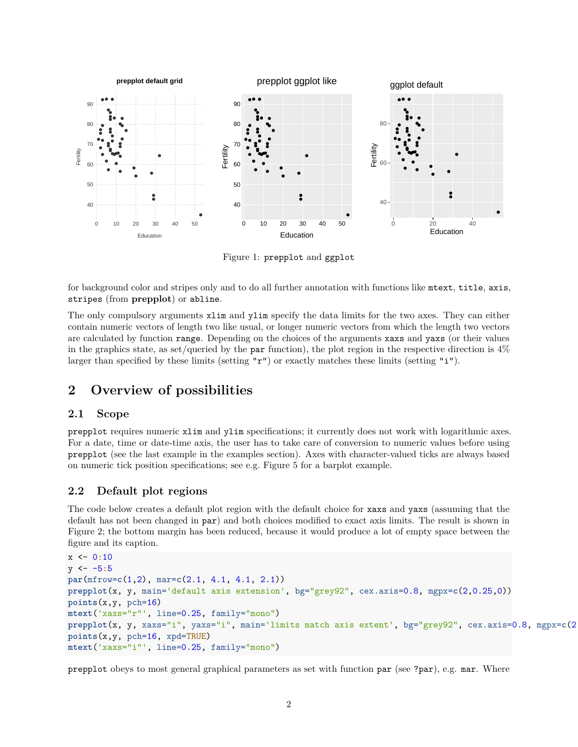Figure 1: `prepplot` and `ggplot`

for background color and stripes only and to do all further annotation with functions like `mtext`, `title`, `axis`, `stripes` (from **prepplot**) or `abline`.

The only compulsory arguments `xlim` and `ylim` specify the data limits for the two axes. They can either contain numeric vectors of length two like usual, or longer numeric vectors from which the length two vectors are calculated by function `range`. Depending on the choices of the arguments `xaxs` and `yaxs` (or their values in the graphics state, as set/queried by the `par` function), the plot region in the respective direction is 4% larger than specified by these limits (setting `"r"`) or exactly matches these limits (setting `"i"`).

## 2 Overview of possibilities

### 2.1 Scope

`prepplot` requires numeric `xlim` and `ylim` specifications; it currently does not work with logarithmic axes. For a date, time or date-time axis, the user has to take care of conversion to numeric values before using `prepplot` (see the last example in the examples section). Axes with character-valued ticks are always based on numeric tick position specifications; see e.g. Figure 5 for a barplot example.

### 2.2 Default plot regions

The code below creates a default plot region with the default choice for `xaxs` and `yaxs` (assuming that the default has not been changed in `par`) and both choices modified to exact axis limits. The result is shown in Figure 2; the bottom margin has been reduced, because it would produce a lot of empty space between the figure and its caption.

```
x <- 0:10
y <- -5:5
par(mfrow=c(1,2), mar=c(2.1, 4.1, 4.1, 2.1))
prepplot(x, y, main='default axis extension', bg="grey92", cex.axis=0.8, mgpx=c(2,0.25,0))
points(x,y, pch=16)
mtext('xaxs="r"', line=0.25, family="mono")
prepplot(x, y, xaxs="i", yaxs="i", main='limits match axis extent', bg="grey92", cex.axis=0.8, mgpx=c(2
points(x,y, pch=16, xpd=TRUE)
mtext('xaxs="i"', line=0.25, family="mono")
```

`prepplot` obeys to most general graphical parameters as set with function `par` (see `?par`), e.g. `mar`. Where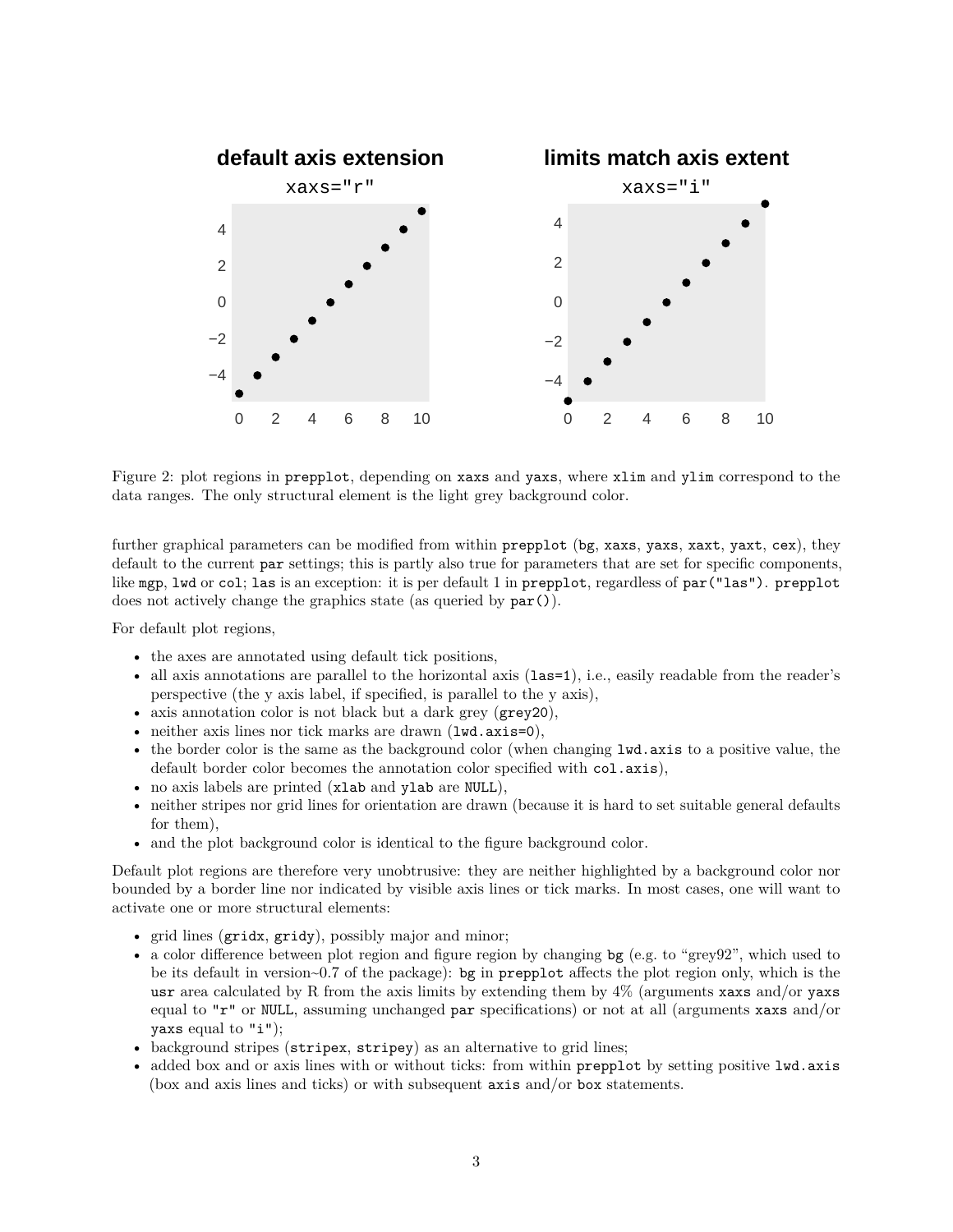Figure 2: plot regions in `prepplot`, depending on `xaxs` and `yaxs`, where `xlim` and `ylim` correspond to the data ranges. The only structural element is the light grey background color.

further graphical parameters can be modified from within `prepplot` (`bg`, `xaxs`, `yaxs`, `xaxt`, `yaxt`, `cex`), they default to the current `par` settings; this is partly also true for parameters that are set for specific components, like `mgp`, `lwd` or `col`; `las` is an exception: it is per default 1 in `prepplot`, regardless of `par("las")`. `prepplot` does not actively change the graphics state (as queried by `par()`).

For default plot regions,

- the axes are annotated using default tick positions,
- all axis annotations are parallel to the horizontal axis (`las=1`), i.e., easily readable from the reader's perspective (the y axis label, if specified, is parallel to the y axis),
- axis annotation color is not black but a dark grey (`grey20`),
- neither axis lines nor tick marks are drawn (`lwd.axis=0`),
- the border color is the same as the background color (when changing `lwd.axis` to a positive value, the default border color becomes the annotation color specified with `col.axis`),
- no axis labels are printed (`xlab` and `ylab` are `NULL`),
- neither stripes nor grid lines for orientation are drawn (because it is hard to set suitable general defaults for them),
- and the plot background color is identical to the figure background color.

Default plot regions are therefore very unobtrusive: they are neither highlighted by a background color nor bounded by a border line nor indicated by visible axis lines or tick marks. In most cases, one will want to activate one or more structural elements:

- grid lines (`gridx`, `gridy`), possibly major and minor;
- a color difference between plot region and figure region by changing `bg` (e.g. to "grey92", which used to be its default in version~0.7 of the package): `bg` in `prepplot` affects the plot region only, which is the `usr` area calculated by R from the axis limits by extending them by 4% (arguments `xaxs` and/or `yaxs` equal to `"r"` or `NULL`, assuming unchanged `par` specifications) or not at all (arguments `xaxs` and/or `yaxs` equal to `"i"`);
- background stripes (`stripex`, `stripey`) as an alternative to grid lines;
- added box and or axis lines with or without ticks: from within `prepplot` by setting positive `lwd.axis` (box and axis lines and ticks) or with subsequent `axis` and/or `box` statements.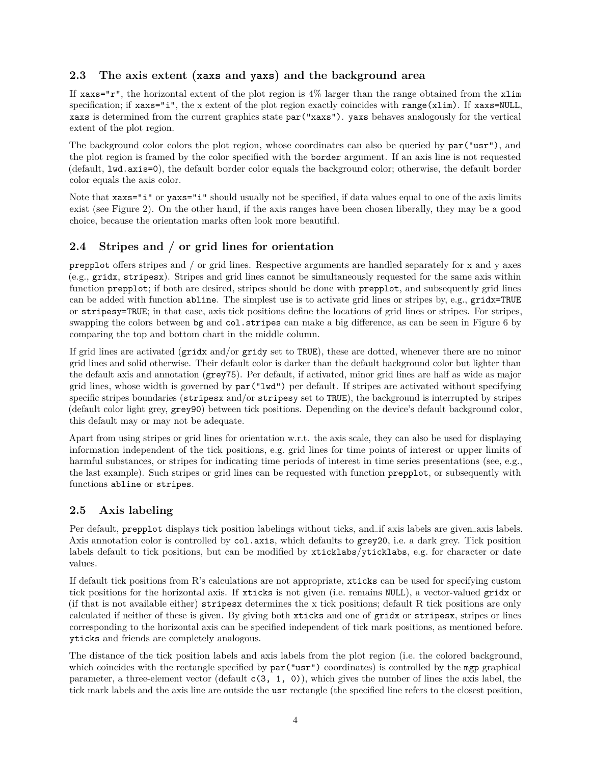### 2.3 The axis extent (xaxs and yaxs) and the background area

If `xaxs="r"`, the horizontal extent of the plot region is 4% larger than the range obtained from the `xlim` specification; if `xaxs="i"`, the x extent of the plot region exactly coincides with `range(xlim)`. If `xaxs=NULL`, `xaxs` is determined from the current graphics state `par("xaxs")`. `yaxs` behaves analogously for the vertical extent of the plot region.

The background color colors the plot region, whose coordinates can also be queried by `par("usr")`, and the plot region is framed by the color specified with the `border` argument. If an axis line is not requested (default, `lwd.axis=0`), the default border color equals the background color; otherwise, the default border color equals the axis color.

Note that `xaxs="i"` or `yaxs="i"` should usually not be specified, if data values equal to one of the axis limits exist (see Figure 2). On the other hand, if the axis ranges have been chosen liberally, they may be a good choice, because the orientation marks often look more beautiful.

### 2.4 Stripes and / or grid lines for orientation

`prepplot` offers stripes and / or grid lines. Respective arguments are handled separately for x and y axes (e.g., `gridx`, `stripesx`). Stripes and grid lines cannot be simultaneously requested for the same axis within function `prepplot`; if both are desired, stripes should be done with `prepplot`, and subsequently grid lines can be added with function `abline`. The simplest use is to activate grid lines or stripes by, e.g., `gridx=TRUE` or `stripesy=TRUE`; in that case, axis tick positions define the locations of grid lines or stripes. For stripes, swapping the colors between `bg` and `col.stripes` can make a big difference, as can be seen in Figure 6 by comparing the top and bottom chart in the middle column.

If grid lines are activated (`gridx` and/or `gridy` set to `TRUE`), these are dotted, whenever there are no minor grid lines and solid otherwise. Their default color is darker than the default background color but lighter than the default axis and annotation (`grey75`). Per default, if activated, minor grid lines are half as wide as major grid lines, whose width is governed by `par("lwd")` per default. If stripes are activated without specifying specific stripes boundaries (`stripesx` and/or `stripesy` set to `TRUE`), the background is interrupted by stripes (default color light grey, `grey90`) between tick positions. Depending on the device's default background color, this default may or may not be adequate.

Apart from using stripes or grid lines for orientation w.r.t. the axis scale, they can also be used for displaying information independent of the tick positions, e.g. grid lines for time points of interest or upper limits of harmful substances, or stripes for indicating time periods of interest in time series presentations (see, e.g., the last example). Such stripes or grid lines can be requested with function `prepplot`, or subsequently with functions `abline` or `stripes`.

### 2.5 Axis labeling

Per default, `prepplot` displays tick position labelings without ticks, and–if axis labels are given–axis labels. Axis annotation color is controlled by `col.axis`, which defaults to `grey20`, i.e. a dark grey. Tick position labels default to tick positions, but can be modified by `xticklabs`/`yticklabs`, e.g. for character or date values.

If default tick positions from R's calculations are not appropriate, `xticks` can be used for specifying custom tick positions for the horizontal axis. If `xticks` is not given (i.e. remains `NULL`), a vector-valued `gridx` or (if that is not available either) `stripesx` determines the x tick positions; default R tick positions are only calculated if neither of these is given. By giving both `xticks` and one of `gridx` or `stripesx`, stripes or lines corresponding to the horizontal axis can be specified independent of tick mark positions, as mentioned before. `yticks` and friends are completely analogous.

The distance of the tick position labels and axis labels from the plot region (i.e. the colored background, which coincides with the rectangle specified by `par("usr")` coordinates) is controlled by the `mgp` graphical parameter, a three-element vector (default `c(3, 1, 0)`), which gives the number of lines the axis label, the tick mark labels and the axis line are outside the `usr` rectangle (the specified line refers to the closest position,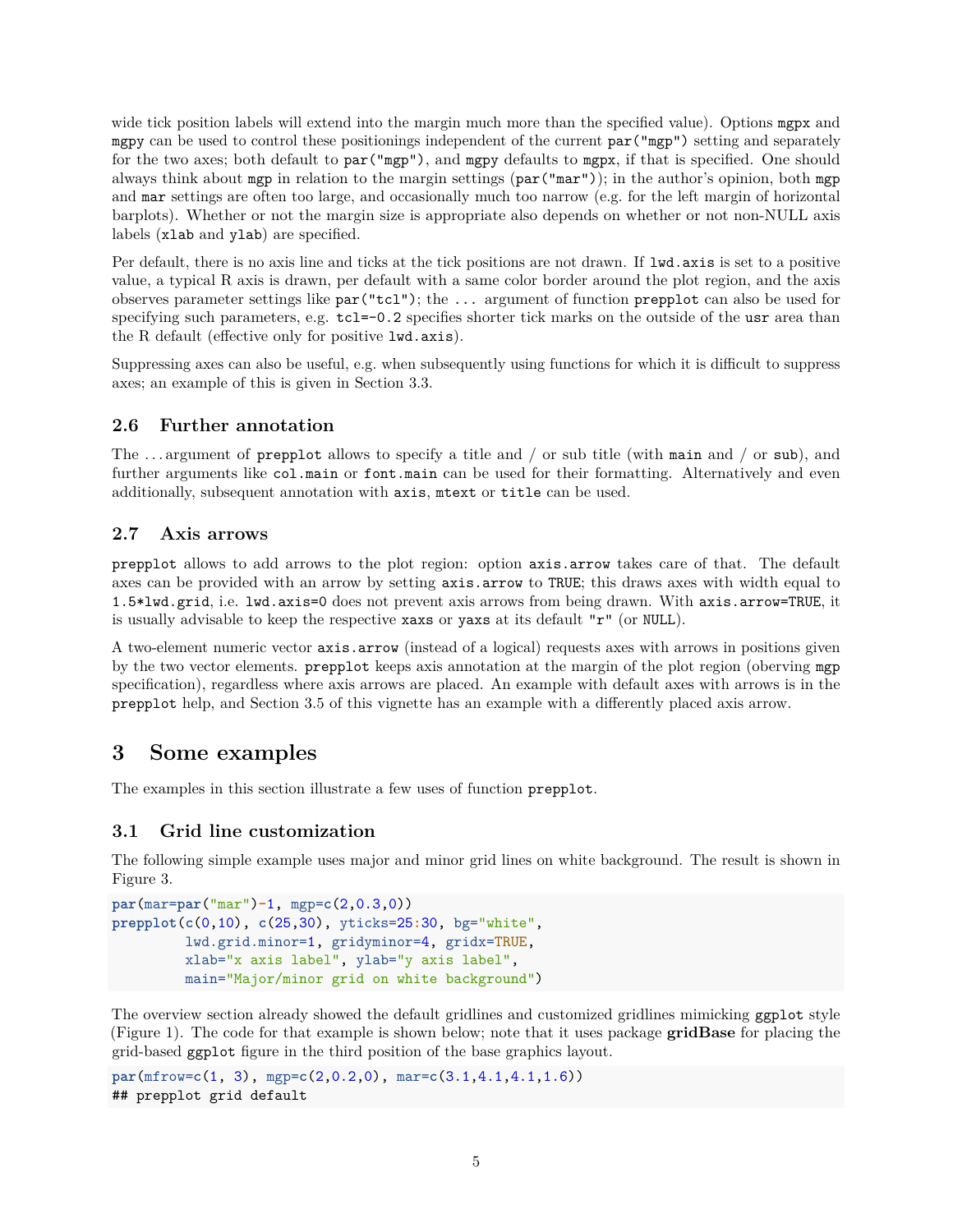wide tick position labels will extend into the margin much more than the specified value). Options `mgpx` and `mgpy` can be used to control these positionings independent of the current `par("mgp")` setting and separately for the two axes; both default to `par("mgp")`, and `mgpy` defaults to `mgpx`, if that is specified. One should always think about `mgp` in relation to the margin settings (`par("mar")`); in the author's opinion, both `mgp` and `mar` settings are often too large, and occasionally much too narrow (e.g. for the left margin of horizontal barplots). Whether or not the margin size is appropriate also depends on whether or not non-NULL axis labels (`xlab` and `ylab`) are specified.

Per default, there is no axis line and ticks at the tick positions are not drawn. If `lwd.axis` is set to a positive value, a typical R axis is drawn, per default with a same color border around the plot region, and the axis observes parameter settings like `par("tcl")`; the `...` argument of function `prepplot` can also be used for specifying such parameters, e.g. `tcl=-0.2` specifies shorter tick marks on the outside of the `usr` area than the R default (effective only for positive `lwd.axis`).

Suppressing axes can also be useful, e.g. when subsequently using functions for which it is difficult to suppress axes; an example of this is given in Section 3.3.

## 2.6 Further annotation

The ... argument of `prepplot` allows to specify a title and / or sub title (with `main` and / or `sub`), and further arguments like `col.main` or `font.main` can be used for their formatting. Alternatively and even additionally, subsequent annotation with `axis`, `mtext` or `title` can be used.

## 2.7 Axis arrows

`prepplot` allows to add arrows to the plot region: option `axis.arrow` takes care of that. The default axes can be provided with an arrow by setting `axis.arrow` to `TRUE`; this draws axes with width equal to `1.5*lwd.grid`, i.e. `lwd.axis=0` does not prevent axis arrows from being drawn. With `axis.arrow=TRUE`, it is usually advisable to keep the respective `xaxs` or `yaxs` at its default `"r"` (or `NULL`).

A two-element numeric vector `axis.arrow` (instead of a logical) requests axes with arrows in positions given by the two vector elements. `prepplot` keeps axis annotation at the margin of the plot region (oberving `mgp` specification), regardless where axis arrows are placed. An example with default axes with arrows is in the `prepplot` help, and Section 3.5 of this vignette has an example with a differently placed axis arrow.

# 3 Some examples

The examples in this section illustrate a few uses of function `prepplot`.

## 3.1 Grid line customization

The following simple example uses major and minor grid lines on white background. The result is shown in Figure 3.

```
par(mar=par("mar")-1, mgp=c(2,0.3,0))
prepplot(c(0,10), c(25,30), yticks=25:30, bg="white",
         lwd.grid.minor=1, gridyminor=4, gridx=TRUE,
         xlab="x axis label", ylab="y axis label",
         main="Major/minor grid on white background")
```

The overview section already showed the default gridlines and customized gridlines mimicking `ggplot` style (Figure 1). The code for that example is shown below; note that it uses package **gridBase** for placing the grid-based `ggplot` figure in the third position of the base graphics layout.

```
par(mfrow=c(1, 3), mgp=c(2,0.2,0), mar=c(3.1,4.1,4.1,1.6))
## prepplot grid default
```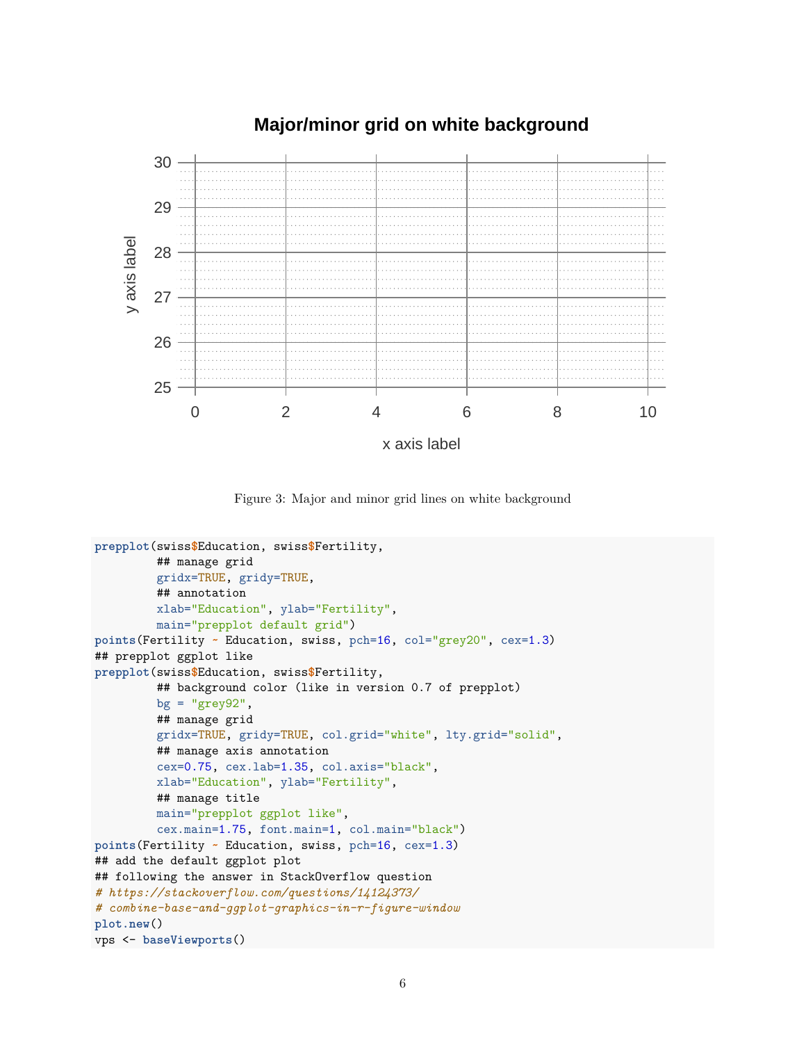Figure 3: Major and minor grid lines on white background

```
prepplot(swiss$Education, swiss$Fertility,
         ## manage grid
         gridx=TRUE, gridy=TRUE,
         ## annotation
         xlab="Education", ylab="Fertility",
         main="prepplot default grid")
points(Fertility ~ Education, swiss, pch=16, col="grey20", cex=1.3)
## prepplot ggplot like
prepplot(swiss$Education, swiss$Fertility,
         ## background color (like in version 0.7 of prepplot)
         bg = "grey92",
         ## manage grid
         gridx=TRUE, gridy=TRUE, col.grid="white", lty.grid="solid",
         ## manage axis annotation
         cex=0.75, cex.lab=1.35, col.axis="black",
         xlab="Education", ylab="Fertility",
         ## manage title
         main="prepplot ggplot like",
         cex.main=1.75, font.main=1, col.main="black")
points(Fertility ~ Education, swiss, pch=16, cex=1.3)
## add the default ggplot plot
## following the answer in StackOverflow question
# https://stackoverflow.com/questions/14124373/
# combine-base-and-ggplot-graphics-in-r-figure-window
plot.new()
vps <- baseViewports()
```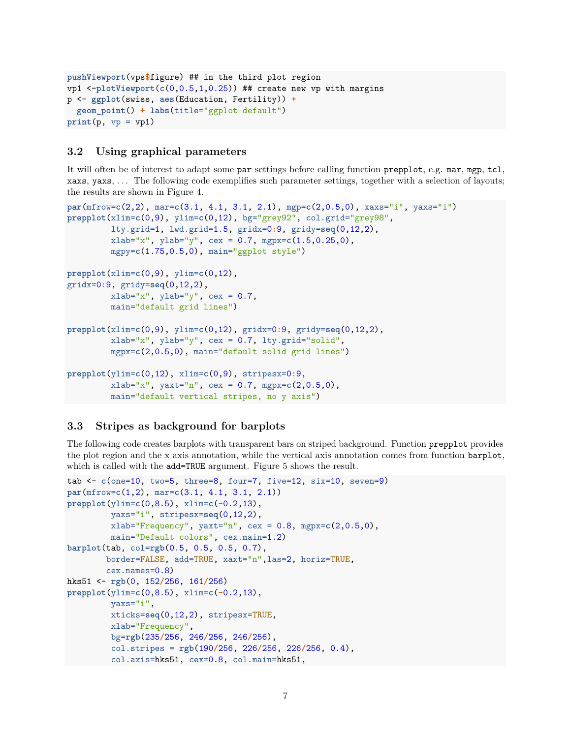```
pushViewport(vps$figure) ## in the third plot region
vp1 <-plotViewport(c(0,0.5,1,0.25)) ## create new vp with margins
p <- ggplot(swiss, aes(Education, Fertility)) +
  geom_point() + labs(title="ggplot default")
print(p, vp = vp1)
```

### 3.2 Using graphical parameters

It will often be of interest to adapt some `par` settings before calling function `prepplot`, e.g. `mar`, `mgp`, `tcl`, `xaxs`, `yaxs`, ... The following code exemplifies such parameter settings, together with a selection of layouts; the results are shown in Figure 4.

```
par(mfrow=c(2,2), mar=c(3.1, 4.1, 3.1, 2.1), mgp=c(2,0.5,0), xaxs="i", yaxs="i")
prepplot(xlim=c(0,9), ylim=c(0,12), bg="grey92", col.grid="grey98",
         lty.grid=1, lwd.grid=1.5, gridx=0:9, gridy=seq(0,12,2),
         xlab="x", ylab="y", cex = 0.7, mgpx=c(1.5,0.25,0),
         mgpy=c(1.75,0.5,0), main="ggplot style")

prepplot(xlim=c(0,9), ylim=c(0,12),
gridx=0:9, gridy=seq(0,12,2),
         xlab="x", ylab="y", cex = 0.7,
         main="default grid lines")

prepplot(xlim=c(0,9), ylim=c(0,12), gridx=0:9, gridy=seq(0,12,2),
         xlab="x", ylab="y", cex = 0.7, lty.grid="solid",
         mgpx=c(2,0.5,0), main="default solid grid lines")

prepplot(ylim=c(0,12), xlim=c(0,9), stripesx=0:9,
         xlab="x", yaxt="n", cex = 0.7, mgpx=c(2,0.5,0),
         main="default vertical stripes, no y axis")
```

### 3.3 Stripes as background for barplots

The following code creates barplots with transparent bars on striped background. Function `prepplot` provides the plot region and the x axis annotation, while the vertical axis annotation comes from function `barplot`, which is called with the `add=TRUE` argument. Figure 5 shows the result.

```
tab <- c(one=10, two=5, three=8, four=7, five=12, six=10, seven=9)
par(mfrow=c(1,2), mar=c(3.1, 4.1, 3.1, 2.1))
prepplot(ylim=c(0,8.5), xlim=c(-0.2,13),
         yaxs="i", stripesx=seq(0,12,2),
         xlab="Frequency", yaxt="n", cex = 0.8, mgpx=c(2,0.5,0),
         main="Default colors", cex.main=1.2)
barplot(tab, col=rgb(0.5, 0.5, 0.5, 0.7),
        border=FALSE, add=TRUE, xaxt="n",las=2, horiz=TRUE,
        cex.names=0.8)
hks51 <- rgb(0, 152/256, 161/256)
prepplot(ylim=c(0,8.5), xlim=c(-0.2,13),
         yaxs="i",
         xticks=seq(0,12,2), stripesx=TRUE,
         xlab="Frequency",
         bg=rgb(235/256, 246/256, 246/256),
         col.stripes = rgb(190/256, 226/256, 226/256, 0.4),
         col.axis=hks51, cex=0.8, col.main=hks51,
```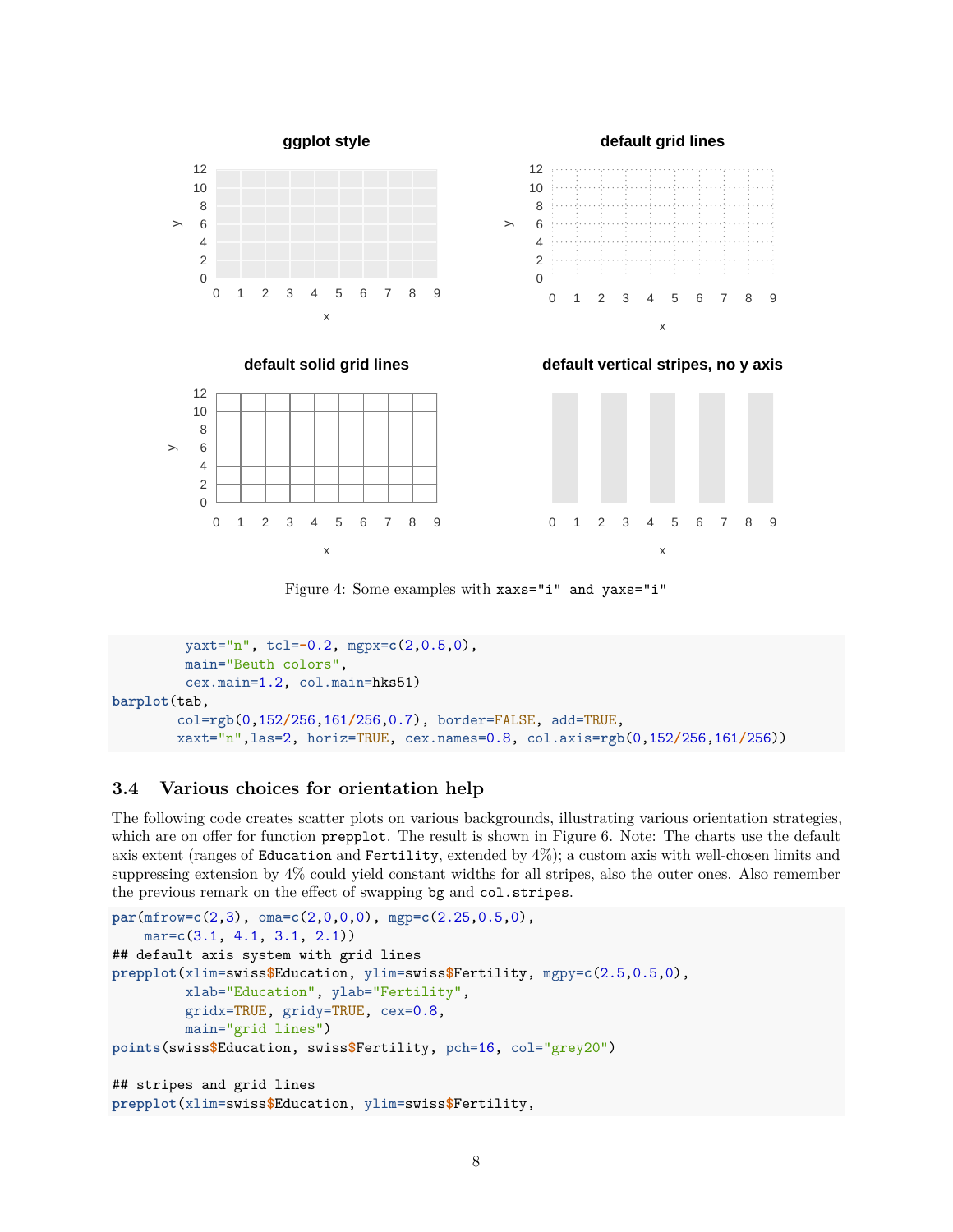Figure 4: Some examples with xaxs="i" and yaxs="i"

```
        yaxt="n", tcl=-0.2, mgpx=c(2,0.5,0),
        main="Beuth colors",
        cex.main=1.2, col.main=hks51)
barplot(tab,
       col=rgb(0,152/256,161/256,0.7), border=FALSE, add=TRUE,
       xaxt="n",las=2, horiz=TRUE, cex.names=0.8, col.axis=rgb(0,152/256,161/256))
```

## 3.4 Various choices for orientation help

The following code creates scatter plots on various backgrounds, illustrating various orientation strategies, which are on offer for function prepplot. The result is shown in Figure 6. Note: The charts use the default axis extent (ranges of Education and Fertility, extended by 4%); a custom axis with well-chosen limits and suppressing extension by 4% could yield constant widths for all stripes, also the outer ones. Also remember the previous remark on the effect of swapping bg and col.stripes.

```
par(mfrow=c(2,3), oma=c(2,0,0,0), mgp=c(2.25,0.5,0),
    mar=c(3.1, 4.1, 3.1, 2.1))
## default axis system with grid lines
prepplot(xlim=swiss$Education, ylim=swiss$Fertility, mgpy=c(2.5,0.5,0),
        xlab="Education", ylab="Fertility",
        gridx=TRUE, gridy=TRUE, cex=0.8,
        main="grid lines")
points(swiss$Education, swiss$Fertility, pch=16, col="grey20")

## stripes and grid lines
prepplot(xlim=swiss$Education, ylim=swiss$Fertility,
```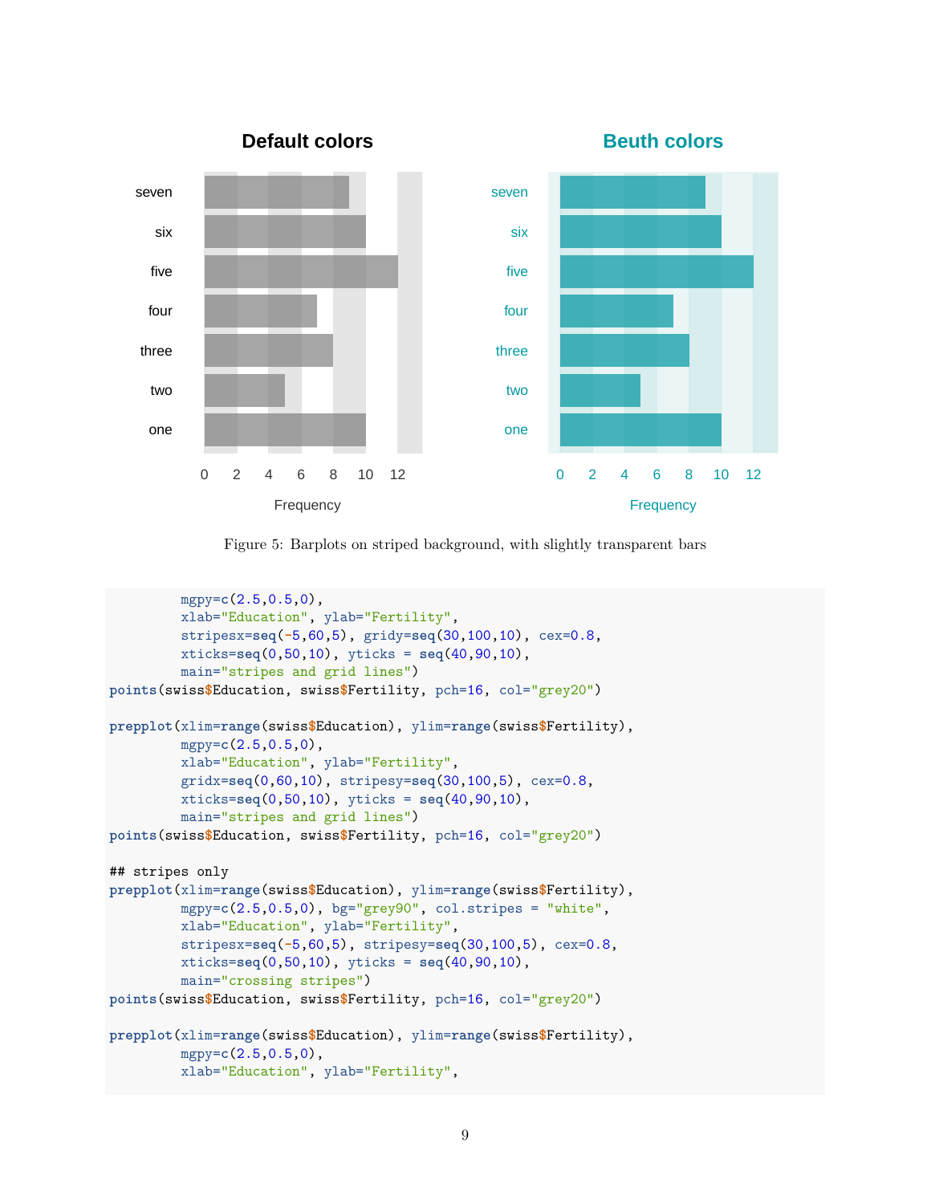Figure 5: Barplots on striped background, with slightly transparent bars

```
         mgpy=c(2.5,0.5,0),
         xlab="Education", ylab="Fertility",
         stripesx=seq(-5,60,5), gridy=seq(30,100,10), cex=0.8,
         xticks=seq(0,50,10), yticks = seq(40,90,10),
         main="stripes and grid lines")
points(swiss$Education, swiss$Fertility, pch=16, col="grey20")

prepplot(xlim=range(swiss$Education), ylim=range(swiss$Fertility),
         mgpy=c(2.5,0.5,0),
         xlab="Education", ylab="Fertility",
         gridx=seq(0,60,10), stripesy=seq(30,100,5), cex=0.8,
         xticks=seq(0,50,10), yticks = seq(40,90,10),
         main="stripes and grid lines")
points(swiss$Education, swiss$Fertility, pch=16, col="grey20")

## stripes only
prepplot(xlim=range(swiss$Education), ylim=range(swiss$Fertility),
         mgpy=c(2.5,0.5,0), bg="grey90", col.stripes = "white",
         xlab="Education", ylab="Fertility",
         stripesx=seq(-5,60,5), stripesy=seq(30,100,5), cex=0.8,
         xticks=seq(0,50,10), yticks = seq(40,90,10),
         main="crossing stripes")
points(swiss$Education, swiss$Fertility, pch=16, col="grey20")

prepplot(xlim=range(swiss$Education), ylim=range(swiss$Fertility),
         mgpy=c(2.5,0.5,0),
         xlab="Education", ylab="Fertility",
```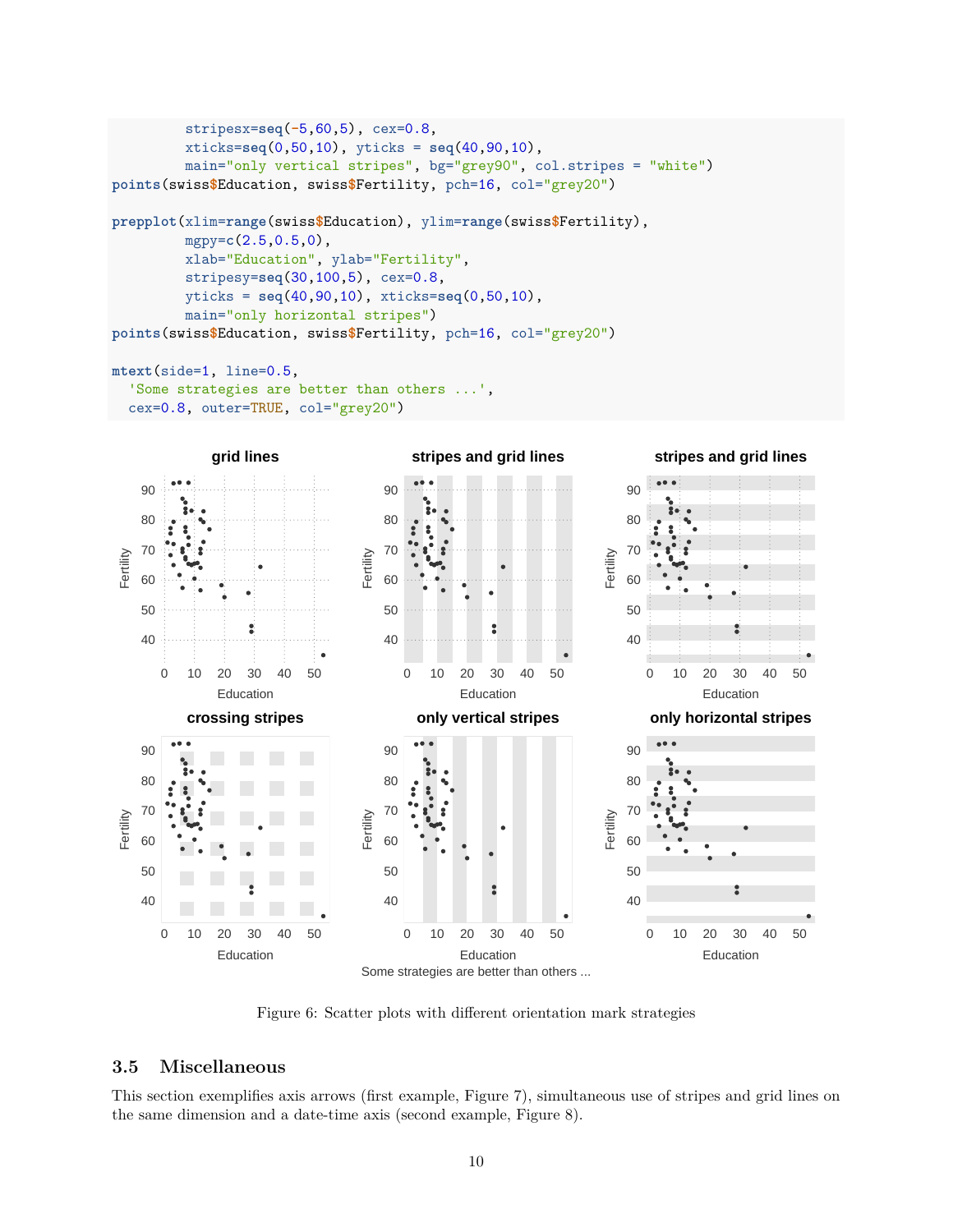```
         stripesx=seq(-5,60,5), cex=0.8,
         xticks=seq(0,50,10), yticks = seq(40,90,10),
         main="only vertical stripes", bg="grey90", col.stripes = "white")
points(swiss$Education, swiss$Fertility, pch=16, col="grey20")

prepplot(xlim=range(swiss$Education), ylim=range(swiss$Fertility),
         mgpy=c(2.5,0.5,0),
         xlab="Education", ylab="Fertility",
         stripesy=seq(30,100,5), cex=0.8,
         yticks = seq(40,90,10), xticks=seq(0,50,10),
         main="only horizontal stripes")
points(swiss$Education, swiss$Fertility, pch=16, col="grey20")

mtext(side=1, line=0.5,
  'Some strategies are better than others ...',
  cex=0.8, outer=TRUE, col="grey20")
```

Figure 6: Scatter plots with different orientation mark strategies

## 3.5 Miscellaneous

This section exemplifies axis arrows (first example, Figure 7), simultaneous use of stripes and grid lines on the same dimension and a date-time axis (second example, Figure 8).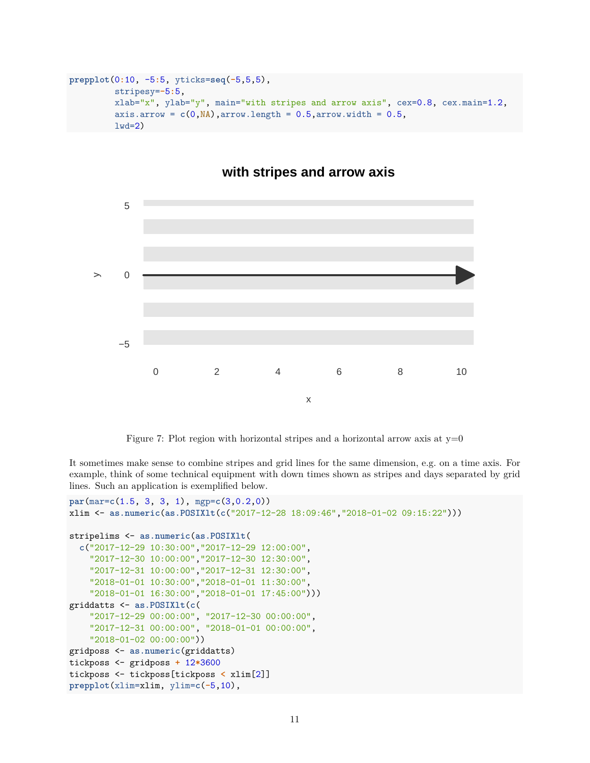```
prepplot(0:10, -5:5, yticks=seq(-5,5,5),
         stripesy=-5:5,
         xlab="x", ylab="y", main="with stripes and arrow axis", cex=0.8, cex.main=1.2,
         axis.arrow = c(0,NA),arrow.length = 0.5,arrow.width = 0.5,
         lwd=2)
```

Figure 7: Plot region with horizontal stripes and a horizontal arrow axis at y=0

It sometimes make sense to combine stripes and grid lines for the same dimension, e.g. on a time axis. For example, think of some technical equipment with down times shown as stripes and days separated by grid lines. Such an application is exemplified below.

```
par(mar=c(1.5, 3, 3, 1), mgp=c(3,0.2,0))
xlim <- as.numeric(as.POSIXlt(c("2017-12-28 18:09:46","2018-01-02 09:15:22")))

stripelims <- as.numeric(as.POSIXlt(
  c("2017-12-29 10:30:00","2017-12-29 12:00:00",
    "2017-12-30 10:00:00","2017-12-30 12:30:00",
    "2017-12-31 10:00:00","2017-12-31 12:30:00",
    "2018-01-01 10:30:00","2018-01-01 11:30:00",
    "2018-01-01 16:30:00","2018-01-01 17:45:00")))
griddatts <- as.POSIXlt(c(
    "2017-12-29 00:00:00", "2017-12-30 00:00:00",
    "2017-12-31 00:00:00", "2018-01-01 00:00:00",
    "2018-01-02 00:00:00"))
gridposs <- as.numeric(griddatts)
tickposs <- gridposs + 12*3600
tickposs <- tickposs[tickposs < xlim[2]]
prepplot(xlim=xlim, ylim=c(-5,10),
```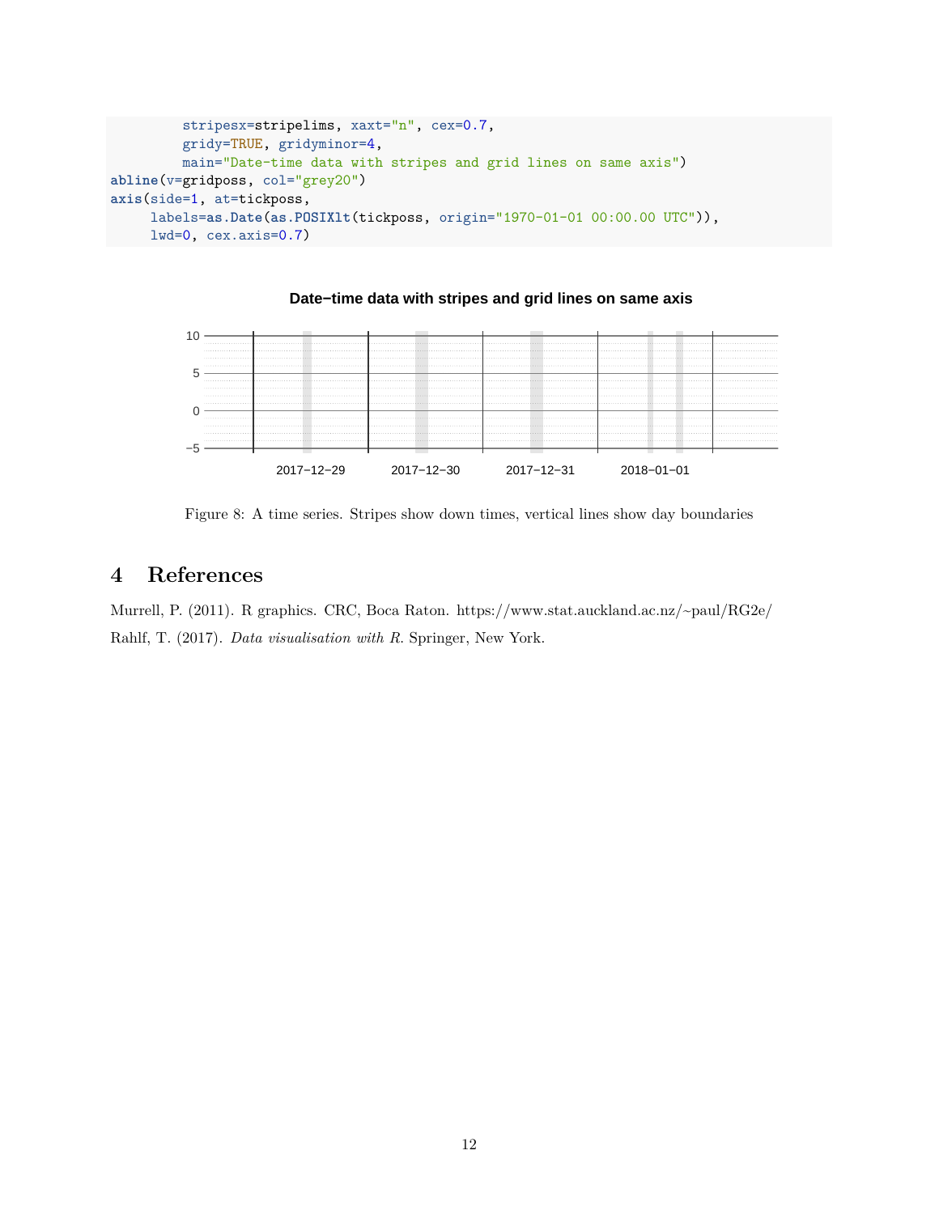```r
         stripesx=stripelims, xaxt="n", cex=0.7,
         gridy=TRUE, gridyminor=4,
         main="Date-time data with stripes and grid lines on same axis")
abline(v=gridposs, col="grey20")
axis(side=1, at=tickposs,
     labels=as.Date(as.POSIXlt(tickposs, origin="1970-01-01 00:00.00 UTC")),
     lwd=0, cex.axis=0.7)
```

Date−time data with stripes and grid lines on same axis

10
5
0
−5

2017−12−29
2017−12−30
2017−12−31
2018−01−01

Figure 8: A time series. Stripes show down times, vertical lines show day boundaries

# 4 References

Murrell, P. (2011). R graphics. CRC, Boca Raton. https://www.stat.auckland.ac.nz/~paul/RG2e/

Rahlf, T. (2017). *Data visualisation with R*. Springer, New York.